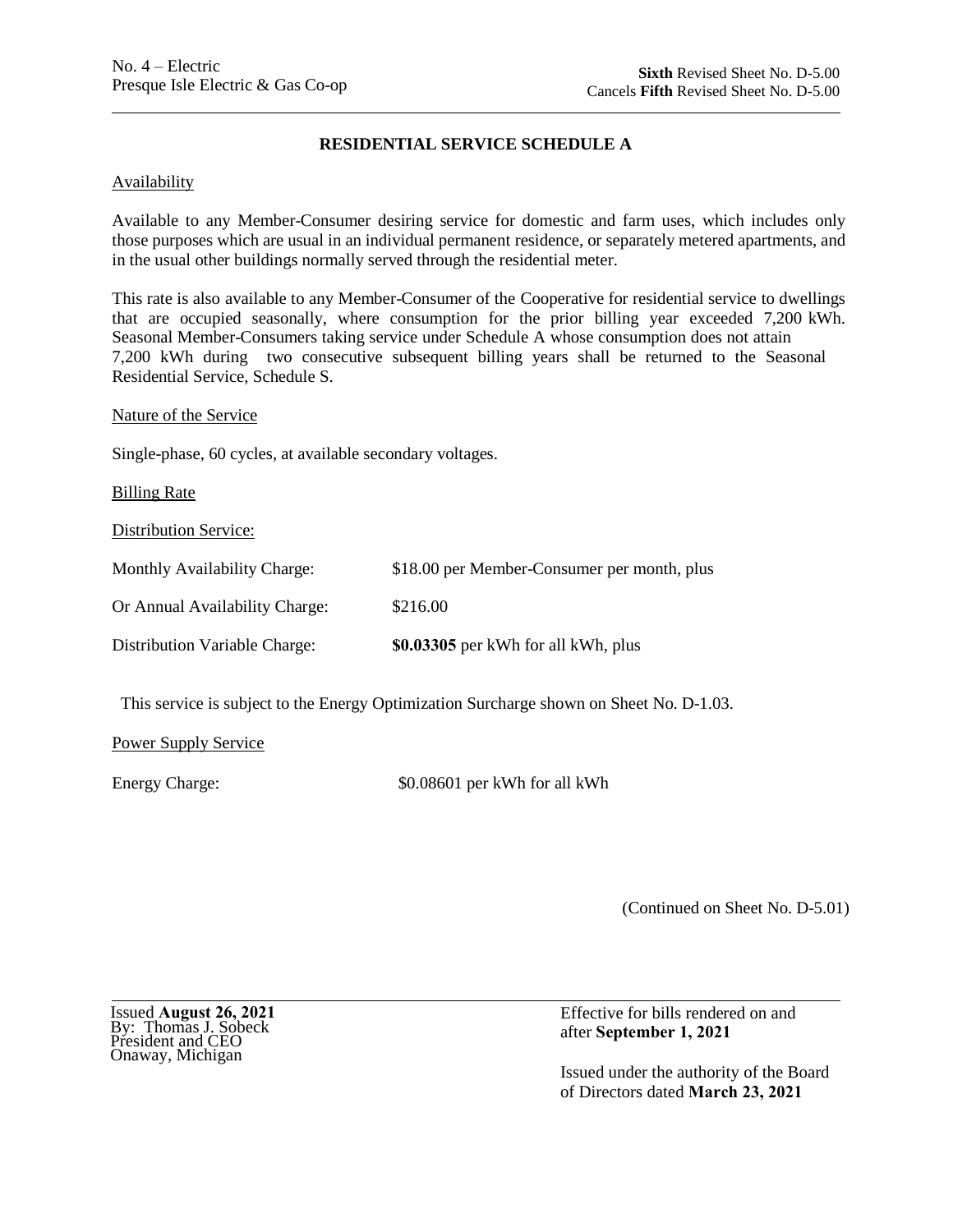No. 4 – Electric
Presque Isle Electric & Gas Co-op

**Sixth** Revised Sheet No. D-5.00
Cancels **Fifth** Revised Sheet No. D-5.00

# RESIDENTIAL SERVICE SCHEDULE A

## Availability

Available to any Member-Consumer desiring service for domestic and farm uses, which includes only those purposes which are usual in an individual permanent residence, or separately metered apartments, and in the usual other buildings normally served through the residential meter.

This rate is also available to any Member-Consumer of the Cooperative for residential service to dwellings that are occupied seasonally, where consumption for the prior billing year exceeded 7,200 kWh. Seasonal Member-Consumers taking service under Schedule A whose consumption does not attain 7,200 kWh during two consecutive subsequent billing years shall be returned to the Seasonal Residential Service, Schedule S.

## Nature of the Service

Single-phase, 60 cycles, at available secondary voltages.

## Billing Rate

### Distribution Service:

| | |
|---|---|
| Monthly Availability Charge: | $18.00 per Member-Consumer per month, plus |
| Or Annual Availability Charge: | $216.00 |
| Distribution Variable Charge: | **$0.03305** per kWh for all kWh, plus |

This service is subject to the Energy Optimization Surcharge shown on Sheet No. D-1.03.

### Power Supply Service

| | |
|---|---|
| Energy Charge: | $0.08601 per kWh for all kWh |

(Continued on Sheet No. D-5.01)

Issued **August 26, 2021**
By: Thomas J. Sobeck
President and CEO
Onaway, Michigan

Effective for bills rendered on and after **September 1, 2021**

Issued under the authority of the Board of Directors dated **March 23, 2021**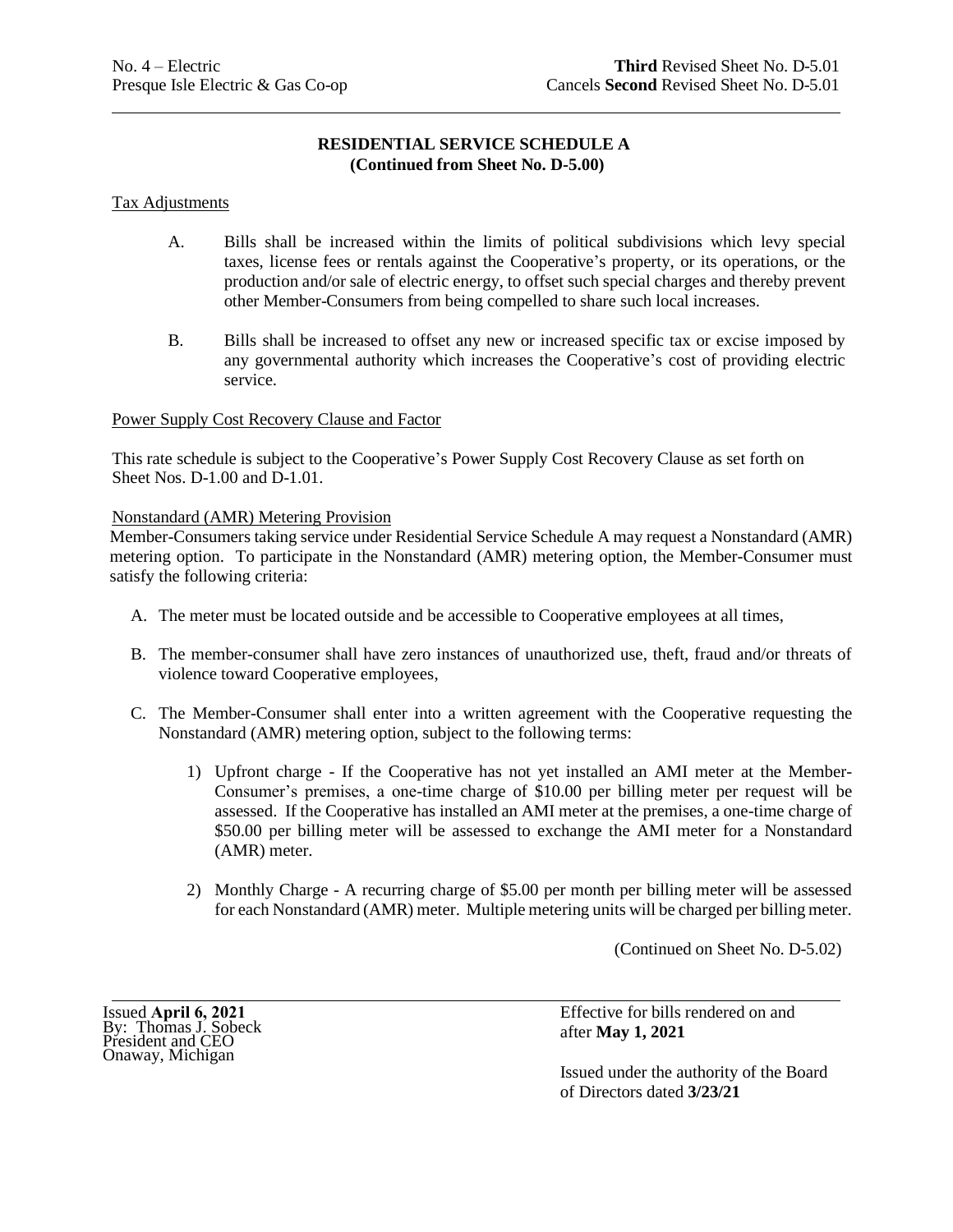No. 4 – Electric
Presque Isle Electric & Gas Co-op

**Third** Revised Sheet No. D-5.01
Cancels **Second** Revised Sheet No. D-5.01

## RESIDENTIAL SERVICE SCHEDULE A
**(Continued from Sheet No. D-5.00)**

Tax Adjustments

A. Bills shall be increased within the limits of political subdivisions which levy special taxes, license fees or rentals against the Cooperative's property, or its operations, or the production and/or sale of electric energy, to offset such special charges and thereby prevent other Member-Consumers from being compelled to share such local increases.

B. Bills shall be increased to offset any new or increased specific tax or excise imposed by any governmental authority which increases the Cooperative's cost of providing electric service.

Power Supply Cost Recovery Clause and Factor

This rate schedule is subject to the Cooperative's Power Supply Cost Recovery Clause as set forth on Sheet Nos. D-1.00 and D-1.01.

Nonstandard (AMR) Metering Provision

Member-Consumers taking service under Residential Service Schedule A may request a Nonstandard (AMR) metering option. To participate in the Nonstandard (AMR) metering option, the Member-Consumer must satisfy the following criteria:

A. The meter must be located outside and be accessible to Cooperative employees at all times,

B. The member-consumer shall have zero instances of unauthorized use, theft, fraud and/or threats of violence toward Cooperative employees,

C. The Member-Consumer shall enter into a written agreement with the Cooperative requesting the Nonstandard (AMR) metering option, subject to the following terms:

1) Upfront charge - If the Cooperative has not yet installed an AMI meter at the Member-Consumer's premises, a one-time charge of $10.00 per billing meter per request will be assessed. If the Cooperative has installed an AMI meter at the premises, a one-time charge of $50.00 per billing meter will be assessed to exchange the AMI meter for a Nonstandard (AMR) meter.

2) Monthly Charge - A recurring charge of $5.00 per month per billing meter will be assessed for each Nonstandard (AMR) meter. Multiple metering units will be charged per billing meter.

(Continued on Sheet No. D-5.02)

Issued **April 6, 2021**
By: Thomas J. Sobeck
President and CEO
Onaway, Michigan

Effective for bills rendered on and after **May 1, 2021**

Issued under the authority of the Board of Directors dated **3/23/21**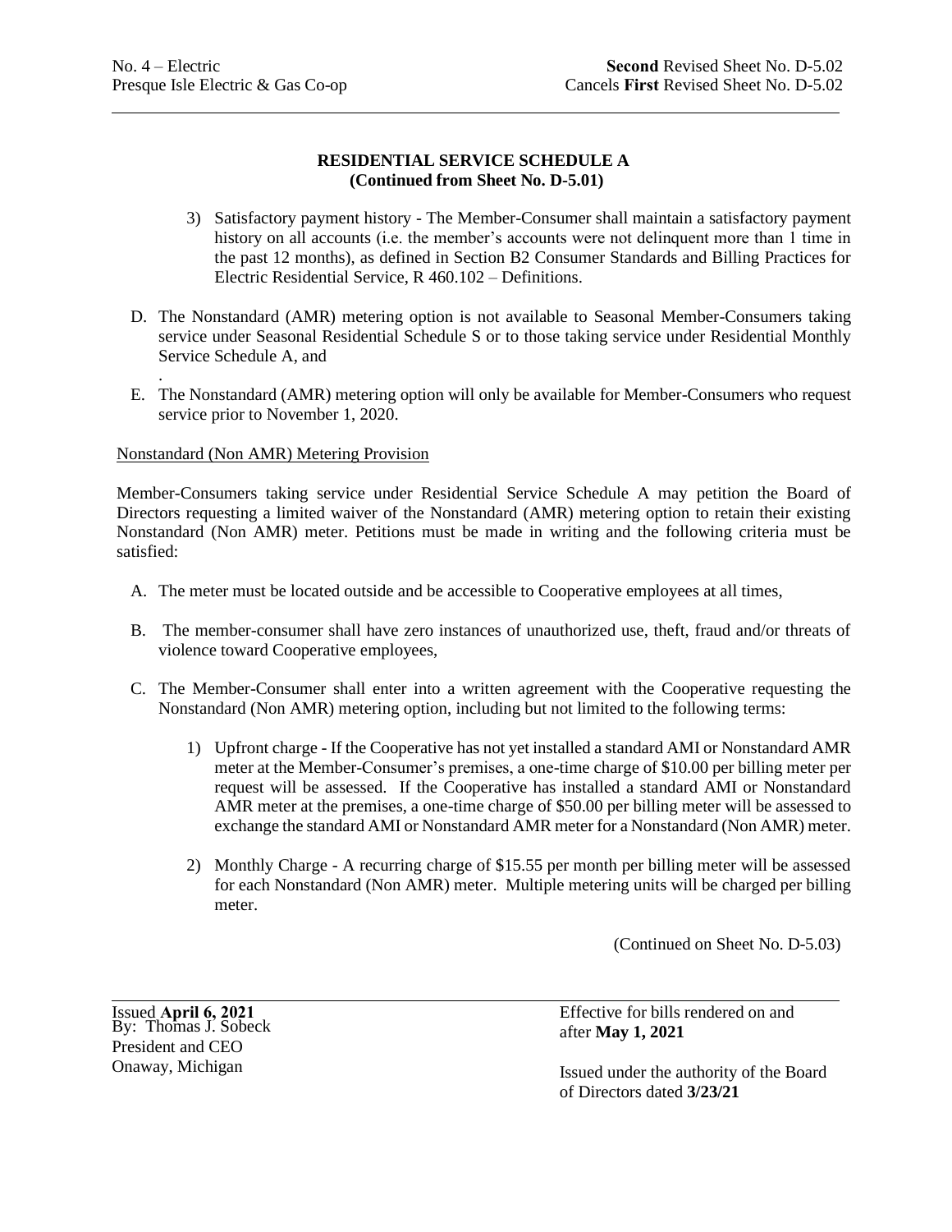## RESIDENTIAL SERVICE SCHEDULE A
**(Continued from Sheet No. D-5.01)**

3) Satisfactory payment history - The Member-Consumer shall maintain a satisfactory payment history on all accounts (i.e. the member's accounts were not delinquent more than 1 time in the past 12 months), as defined in Section B2 Consumer Standards and Billing Practices for Electric Residential Service, R 460.102 – Definitions.

D. The Nonstandard (AMR) metering option is not available to Seasonal Member-Consumers taking service under Seasonal Residential Schedule S or to those taking service under Residential Monthly Service Schedule A, and
.
E. The Nonstandard (AMR) metering option will only be available for Member-Consumers who request service prior to November 1, 2020.

Nonstandard (Non AMR) Metering Provision

Member-Consumers taking service under Residential Service Schedule A may petition the Board of Directors requesting a limited waiver of the Nonstandard (AMR) metering option to retain their existing Nonstandard (Non AMR) meter. Petitions must be made in writing and the following criteria must be satisfied:

A. The meter must be located outside and be accessible to Cooperative employees at all times,

B. The member-consumer shall have zero instances of unauthorized use, theft, fraud and/or threats of violence toward Cooperative employees,

C. The Member-Consumer shall enter into a written agreement with the Cooperative requesting the Nonstandard (Non AMR) metering option, including but not limited to the following terms:

1) Upfront charge - If the Cooperative has not yet installed a standard AMI or Nonstandard AMR meter at the Member-Consumer's premises, a one-time charge of $10.00 per billing meter per request will be assessed. If the Cooperative has installed a standard AMI or Nonstandard AMR meter at the premises, a one-time charge of $50.00 per billing meter will be assessed to exchange the standard AMI or Nonstandard AMR meter for a Nonstandard (Non AMR) meter.

2) Monthly Charge - A recurring charge of $15.55 per month per billing meter will be assessed for each Nonstandard (Non AMR) meter. Multiple metering units will be charged per billing meter.

(Continued on Sheet No. D-5.03)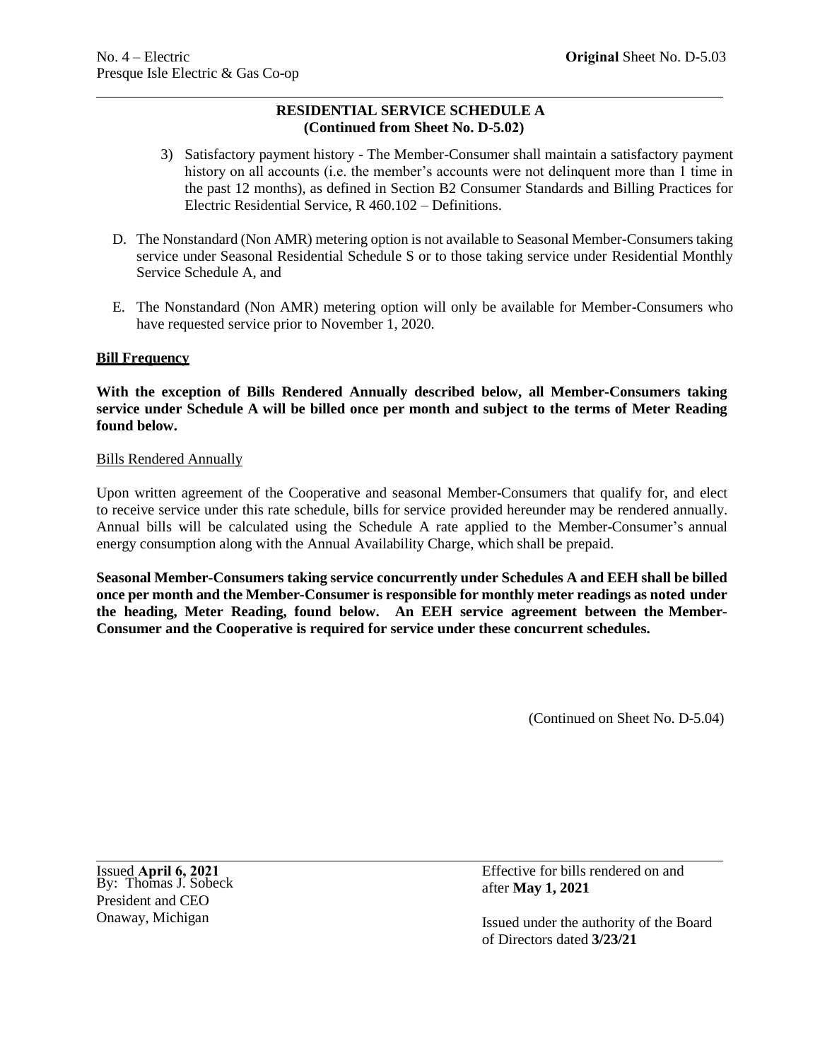**RESIDENTIAL SERVICE SCHEDULE A**
**(Continued from Sheet No. D-5.02)**

3) Satisfactory payment history - The Member-Consumer shall maintain a satisfactory payment history on all accounts (i.e. the member's accounts were not delinquent more than 1 time in the past 12 months), as defined in Section B2 Consumer Standards and Billing Practices for Electric Residential Service, R 460.102 – Definitions.

D. The Nonstandard (Non AMR) metering option is not available to Seasonal Member-Consumers taking service under Seasonal Residential Schedule S or to those taking service under Residential Monthly Service Schedule A, and

E. The Nonstandard (Non AMR) metering option will only be available for Member-Consumers who have requested service prior to November 1, 2020.

**Bill Frequency**

**With the exception of Bills Rendered Annually described below, all Member-Consumers taking service under Schedule A will be billed once per month and subject to the terms of Meter Reading found below.**

Bills Rendered Annually

Upon written agreement of the Cooperative and seasonal Member-Consumers that qualify for, and elect to receive service under this rate schedule, bills for service provided hereunder may be rendered annually. Annual bills will be calculated using the Schedule A rate applied to the Member-Consumer's annual energy consumption along with the Annual Availability Charge, which shall be prepaid.

**Seasonal Member-Consumers taking service concurrently under Schedules A and EEH shall be billed once per month and the Member-Consumer is responsible for monthly meter readings as noted under the heading, Meter Reading, found below. An EEH service agreement between the Member-Consumer and the Cooperative is required for service under these concurrent schedules.**

(Continued on Sheet No. D-5.04)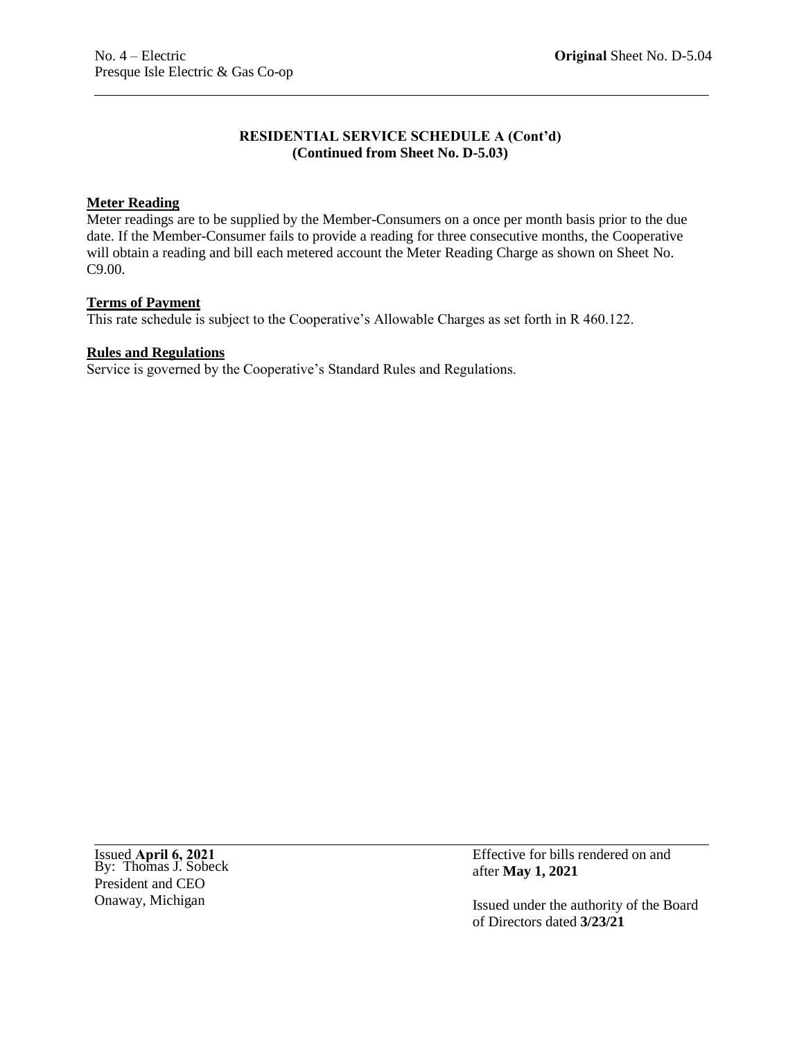**RESIDENTIAL SERVICE SCHEDULE A (Cont'd)**
**(Continued from Sheet No. D-5.03)**

**Meter Reading**

Meter readings are to be supplied by the Member-Consumers on a once per month basis prior to the due date. If the Member-Consumer fails to provide a reading for three consecutive months, the Cooperative will obtain a reading and bill each metered account the Meter Reading Charge as shown on Sheet No. C9.00.

**Terms of Payment**

This rate schedule is subject to the Cooperative's Allowable Charges as set forth in R 460.122.

**Rules and Regulations**

Service is governed by the Cooperative's Standard Rules and Regulations.

Issued **April 6, 2021**
By: Thomas J. Sobeck
President and CEO
Onaway, Michigan

Effective for bills rendered on and after **May 1, 2021**

Issued under the authority of the Board of Directors dated **3/23/21**